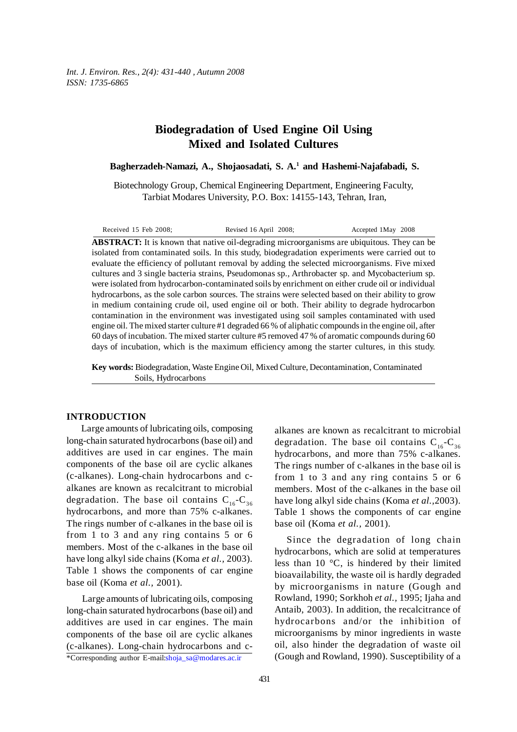# Biodegradation of Used Engine Oil Using Mixed and Isolated Cultures

**Bagherzadeh-Namazi, A., Shojaosadati, S. A.[1] and Hashemi-Najafabadi, S.**

Biotechnology Group, Chemical Engineering Department, Engineering Faculty, Tarbiat Modares University, P.O. Box: 14155-143, Tehran, Iran,

Received 15 Feb 2008; Revised 16 April 2008; Accepted 1May 2008

**ABSTRACT:** It is known that native oil-degrading microorganisms are ubiquitous. They can be isolated from contaminated soils. In this study, biodegradation experiments were carried out to evaluate the efficiency of pollutant removal by adding the selected microorganisms. Five mixed cultures and 3 single bacteria strains, Pseudomonas sp., Arthrobacter sp. and Mycobacterium sp. were isolated from hydrocarbon-contaminated soils by enrichment on either crude oil or individual hydrocarbons, as the sole carbon sources. The strains were selected based on their ability to grow in medium containing crude oil, used engine oil or both. Their ability to degrade hydrocarbon contamination in the environment was investigated using soil samples contaminated with used engine oil. The mixed starter culture #1 degraded 66 % of aliphatic compounds in the engine oil, after 60 days of incubation. The mixed starter culture #5 removed 47 % of aromatic compounds during 60 days of incubation, which is the maximum efficiency among the starter cultures, in this study.

**Key words:** Biodegradation, Waste Engine Oil, Mixed Culture, Decontamination, Contaminated Soils, Hydrocarbons

## INTRODUCTION

Large amounts of lubricating oils, composing long-chain saturated hydrocarbons (base oil) and additives are used in car engines. The main components of the base oil are cyclic alkanes (c-alkanes). Long-chain hydrocarbons and c-alkanes are known as recalcitrant to microbial degradation. The base oil contains $C_{16}$-$C_{36}$ hydrocarbons, and more than 75% c-alkanes. The rings number of c-alkanes in the base oil is from 1 to 3 and any ring contains 5 or 6 members. Most of the c-alkanes in the base oil have long alkyl side chains (Koma *et al.*, 2003). Table 1 shows the components of car engine base oil (Koma *et al.,* 2001).

Large amounts of lubricating oils, composing long-chain saturated hydrocarbons (base oil) and additives are used in car engines. The main components of the base oil are cyclic alkanes (c-alkanes). Long-chain hydrocarbons and c-alkanes are known as recalcitrant to microbial degradation. The base oil contains $C_{16}$-$C_{36}$ hydrocarbons, and more than 75% c-alkanes. The rings number of c-alkanes in the base oil is from 1 to 3 and any ring contains 5 or 6 members. Most of the c-alkanes in the base oil have long alkyl side chains (Koma *et al.*,2003). Table 1 shows the components of car engine base oil (Koma *et al.*, 2001).

Since the degradation of long chain hydrocarbons, which are solid at temperatures less than 10 °C, is hindered by their limited bioavailability, the waste oil is hardly degraded by microorganisms in nature (Gough and Rowland, 1990; Sorkhoh *et al.*, 1995; Ijaha and Antaib, 2003). In addition, the recalcitrance of hydrocarbons and/or the inhibition of microorganisms by minor ingredients in waste oil, also hinder the degradation of waste oil (Gough and Rowland, 1990). Susceptibility of a

*Corresponding author E-mail:shoja_sa@modares.ac.ir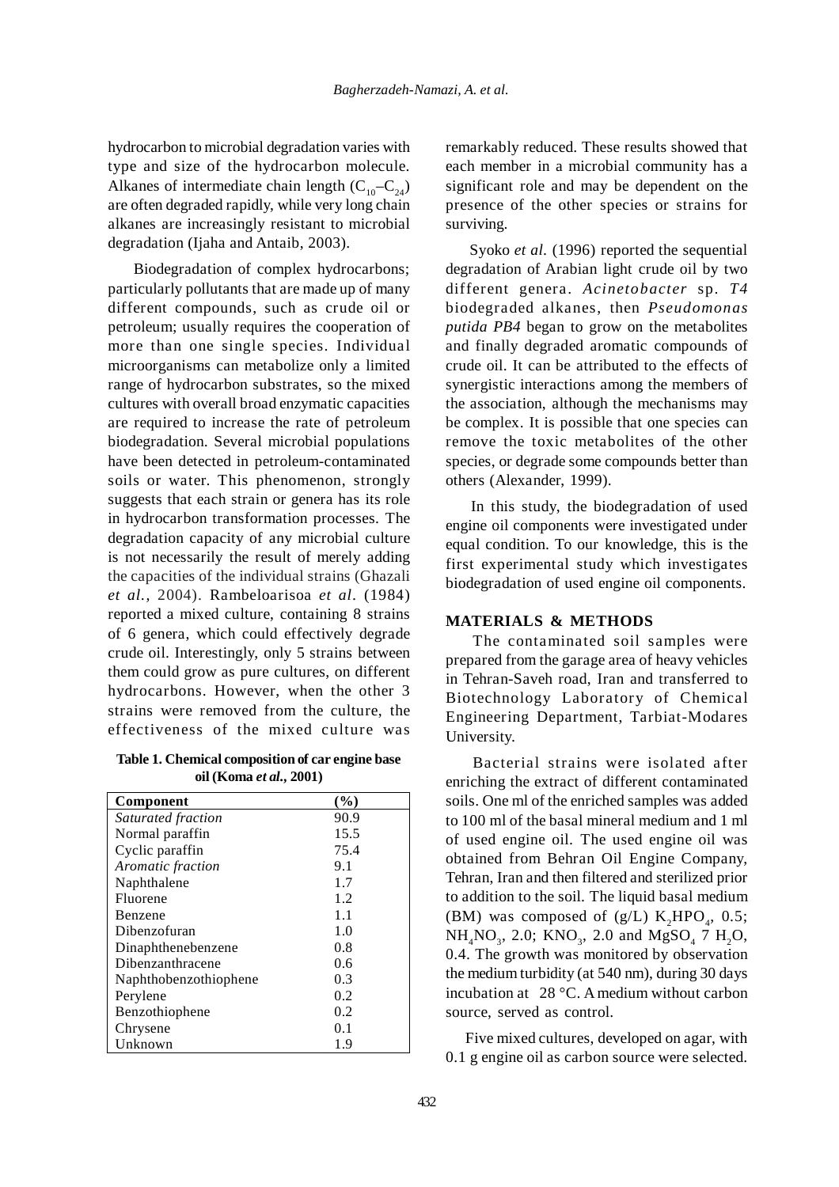hydrocarbon to microbial degradation varies with type and size of the hydrocarbon molecule. Alkanes of intermediate chain length ($C_{10}$–$C_{24}$) are often degraded rapidly, while very long chain alkanes are increasingly resistant to microbial degradation (Ijaha and Antaib, 2003).

Biodegradation of complex hydrocarbons; particularly pollutants that are made up of many different compounds, such as crude oil or petroleum; usually requires the cooperation of more than one single species. Individual microorganisms can metabolize only a limited range of hydrocarbon substrates, so the mixed cultures with overall broad enzymatic capacities are required to increase the rate of petroleum biodegradation. Several microbial populations have been detected in petroleum-contaminated soils or water. This phenomenon, strongly suggests that each strain or genera has its role in hydrocarbon transformation processes. The degradation capacity of any microbial culture is not necessarily the result of merely adding the capacities of the individual strains (Ghazali *et al.*, 2004). Rambeloarisoa *et al*. (1984) reported a mixed culture, containing 8 strains of 6 genera, which could effectively degrade crude oil. Interestingly, only 5 strains between them could grow as pure cultures, on different hydrocarbons. However, when the other 3 strains were removed from the culture, the effectiveness of the mixed culture was remarkably reduced. These results showed that each member in a microbial community has a significant role and may be dependent on the presence of the other species or strains for surviving.

**Table 1. Chemical composition of car engine base oil (Koma *et al.*, 2001)**

| Component | (%) |
|---|---|
| *Saturated fraction* | 90.9 |
| Normal paraffin | 15.5 |
| Cyclic paraffin | 75.4 |
| *Aromatic fraction* | 9.1 |
| Naphthalene | 1.7 |
| Fluorene | 1.2 |
| Benzene | 1.1 |
| Dibenzofuran | 1.0 |
| Dinaphthenebenzene | 0.8 |
| Dibenzanthracene | 0.6 |
| Naphthobenzothiophene | 0.3 |
| Perylene | 0.2 |
| Benzothiophene | 0.2 |
| Chrysene | 0.1 |
| Unknown | 1.9 |

Syoko *et al.* (1996) reported the sequential degradation of Arabian light crude oil by two different genera. *Acinetobacter* sp. *T4* biodegraded alkanes, then *Pseudomonas putida PB4* began to grow on the metabolites and finally degraded aromatic compounds of crude oil. It can be attributed to the effects of synergistic interactions among the members of the association, although the mechanisms may be complex. It is possible that one species can remove the toxic metabolites of the other species, or degrade some compounds better than others (Alexander, 1999).

In this study, the biodegradation of used engine oil components were investigated under equal condition. To our knowledge, this is the first experimental study which investigates biodegradation of used engine oil components.

## MATERIALS & METHODS

The contaminated soil samples were prepared from the garage area of heavy vehicles in Tehran-Saveh road, Iran and transferred to Biotechnology Laboratory of Chemical Engineering Department, Tarbiat-Modares University.

Bacterial strains were isolated after enriching the extract of different contaminated soils. One ml of the enriched samples was added to 100 ml of the basal mineral medium and 1 ml of used engine oil. The used engine oil was obtained from Behran Oil Engine Company, Tehran, Iran and then filtered and sterilized prior to addition to the soil. The liquid basal medium (BM) was composed of (g/L) $K_2HPO_4$, 0.5; $NH_4NO_3$, 2.0; $KNO_3$, 2.0 and $MgSO_4$ 7 $H_2O$, 0.4. The growth was monitored by observation the medium turbidity (at 540 nm), during 30 days incubation at 28 °C. A medium without carbon source, served as control.

Five mixed cultures, developed on agar, with 0.1 g engine oil as carbon source were selected.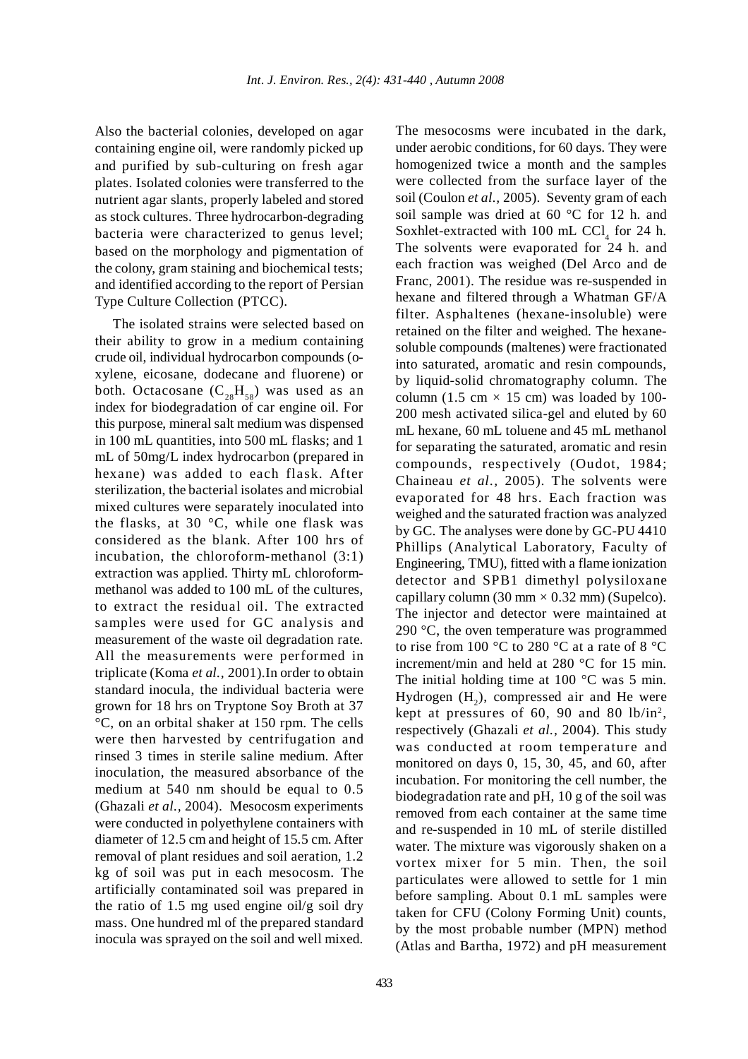Also the bacterial colonies, developed on agar containing engine oil, were randomly picked up and purified by sub-culturing on fresh agar plates. Isolated colonies were transferred to the nutrient agar slants, properly labeled and stored as stock cultures. Three hydrocarbon-degrading bacteria were characterized to genus level; based on the morphology and pigmentation of the colony, gram staining and biochemical tests; and identified according to the report of Persian Type Culture Collection (PTCC).

The isolated strains were selected based on their ability to grow in a medium containing crude oil, individual hydrocarbon compounds (o-xylene, eicosane, dodecane and fluorene) or both. Octacosane ($C_{28}H_{58}$) was used as an index for biodegradation of car engine oil. For this purpose, mineral salt medium was dispensed in 100 mL quantities, into 500 mL flasks; and 1 mL of 50mg/L index hydrocarbon (prepared in hexane) was added to each flask. After sterilization, the bacterial isolates and microbial mixed cultures were separately inoculated into the flasks, at 30 °C, while one flask was considered as the blank. After 100 hrs of incubation, the chloroform-methanol (3:1) extraction was applied. Thirty mL chloroform-methanol was added to 100 mL of the cultures, to extract the residual oil. The extracted samples were used for GC analysis and measurement of the waste oil degradation rate. All the measurements were performed in triplicate (Koma *et al.*, 2001).In order to obtain standard inocula, the individual bacteria were grown for 18 hrs on Tryptone Soy Broth at 37 °C, on an orbital shaker at 150 rpm. The cells were then harvested by centrifugation and rinsed 3 times in sterile saline medium. After inoculation, the measured absorbance of the medium at 540 nm should be equal to 0.5 (Ghazali *et al.*, 2004). Mesocosm experiments were conducted in polyethylene containers with diameter of 12.5 cm and height of 15.5 cm. After removal of plant residues and soil aeration, 1.2 kg of soil was put in each mesocosm. The artificially contaminated soil was prepared in the ratio of 1.5 mg used engine oil/g soil dry mass. One hundred ml of the prepared standard inocula was sprayed on the soil and well mixed.

The mesocosms were incubated in the dark, under aerobic conditions, for 60 days. They were homogenized twice a month and the samples were collected from the surface layer of the soil (Coulon *et al.*, 2005). Seventy gram of each soil sample was dried at 60 °C for 12 h. and Soxhlet-extracted with 100 mL $CCl_4$ for 24 h. The solvents were evaporated for 24 h. and each fraction was weighed (Del Arco and de Franc, 2001). The residue was re-suspended in hexane and filtered through a Whatman GF/A filter. Asphaltenes (hexane-insoluble) were retained on the filter and weighed. The hexane-soluble compounds (maltenes) were fractionated into saturated, aromatic and resin compounds, by liquid-solid chromatography column. The column (1.5 cm × 15 cm) was loaded by 100-200 mesh activated silica-gel and eluted by 60 mL hexane, 60 mL toluene and 45 mL methanol for separating the saturated, aromatic and resin compounds, respectively (Oudot, 1984; Chaineau *et al.*, 2005). The solvents were evaporated for 48 hrs. Each fraction was weighed and the saturated fraction was analyzed by GC. The analyses were done by GC-PU 4410 Phillips (Analytical Laboratory, Faculty of Engineering, TMU), fitted with a flame ionization detector and SPB1 dimethyl polysiloxane capillary column (30 mm × 0.32 mm) (Supelco). The injector and detector were maintained at 290 °C, the oven temperature was programmed to rise from 100 °C to 280 °C at a rate of 8 °C increment/min and held at 280 °C for 15 min. The initial holding time at 100 °C was 5 min. Hydrogen ($H_2$), compressed air and He were kept at pressures of 60, 90 and 80 lb/in$^2$, respectively (Ghazali *et al.*, 2004). This study was conducted at room temperature and monitored on days 0, 15, 30, 45, and 60, after incubation. For monitoring the cell number, the biodegradation rate and pH, 10 g of the soil was removed from each container at the same time and re-suspended in 10 mL of sterile distilled water. The mixture was vigorously shaken on a vortex mixer for 5 min. Then, the soil particulates were allowed to settle for 1 min before sampling. About 0.1 mL samples were taken for CFU (Colony Forming Unit) counts, by the most probable number (MPN) method (Atlas and Bartha, 1972) and pH measurement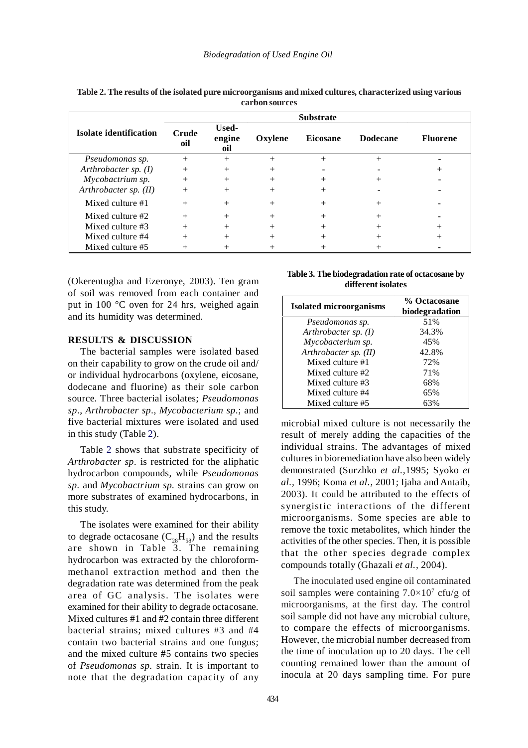**Table 2. The results of the isolated pure microorganisms and mixed cultures, characterized using various carbon sources**

| Isolate identification | Substrate | | | | | |
|---|---|---|---|---|---|---|
| | Crude oil | Used-engine oil | Oxylene | Eicosane | Dodecane | Fluorene |
| *Pseudomonas sp.* | + | + | + | + | + | - |
| *Arthrobacter sp. (I)* | + | + | + | - | - | + |
| *Mycobactrium sp.* | + | + | + | + | + | - |
| *Arthrobacter sp. (II)* | + | + | + | + | - | - |
| Mixed culture #1 | + | + | + | + | + | - |
| Mixed culture #2 | + | + | + | + | + | - |
| Mixed culture #3 | + | + | + | + | + | + |
| Mixed culture #4 | + | + | + | + | + | + |
| Mixed culture #5 | + | + | + | + | + | - |

(Okerentugba and Ezeronye, 2003). Ten gram of soil was removed from each container and put in 100 °C oven for 24 hrs, weighed again and its humidity was determined.

## RESULTS & DISCUSSION

The bacterial samples were isolated based on their capability to grow on the crude oil and/or individual hydrocarbons (oxylene, eicosane, dodecane and fluorine) as their sole carbon source. Three bacterial isolates; *Pseudomonas sp*., *Arthrobacter sp*., *Mycobacterium sp*.; and five bacterial mixtures were isolated and used in this study (Table 2).

Table 2 shows that substrate specificity of *Arthrobacter sp*. is restricted for the aliphatic hydrocarbon compounds, while *Pseudomonas sp*. and *Mycobactrium sp.* strains can grow on more substrates of examined hydrocarbons, in this study.

The isolates were examined for their ability to degrade octacosane ($C_{28}H_{58}$) and the results are shown in Table 3. The remaining hydrocarbon was extracted by the chloroform-methanol extraction method and then the degradation rate was determined from the peak area of GC analysis. The isolates were examined for their ability to degrade octacosane. Mixed cultures #1 and #2 contain three different bacterial strains; mixed cultures #3 and #4 contain two bacterial strains and one fungus; and the mixed culture #5 contains two species of *Pseudomonas sp.* strain. It is important to note that the degradation capacity of any microbial mixed culture is not necessarily the result of merely adding the capacities of the individual strains. The advantages of mixed cultures in bioremediation have also been widely demonstrated (Surzhko *et al.*,1995; Syoko *et al.,* 1996; Koma *et al.,* 2001; Ijaha and Antaib, 2003). It could be attributed to the effects of synergistic interactions of the different microorganisms. Some species are able to remove the toxic metabolites, which hinder the activities of the other species. Then, it is possible that the other species degrade complex compounds totally (Ghazali *et al.*, 2004).

**Table 3. The biodegradation rate of octacosane by different isolates**

| Isolated microorganisms | % Octacosane biodegradation |
|---|---|
| *Pseudomonas sp.* | 51% |
| *Arthrobacter sp. (I)* | 34.3% |
| *Mycobacterium sp.* | 45% |
| *Arthrobacter sp. (II)* | 42.8% |
| Mixed culture #1 | 72% |
| Mixed culture #2 | 71% |
| Mixed culture #3 | 68% |
| Mixed culture #4 | 65% |
| Mixed culture #5 | 63% |

The inoculated used engine oil contaminated soil samples were containing $7.0\times10^{7}$ cfu/g of microorganisms, at the first day. The control soil sample did not have any microbial culture, to compare the effects of microorganisms. However, the microbial number decreased from the time of inoculation up to 20 days. The cell counting remained lower than the amount of inocula at 20 days sampling time. For pure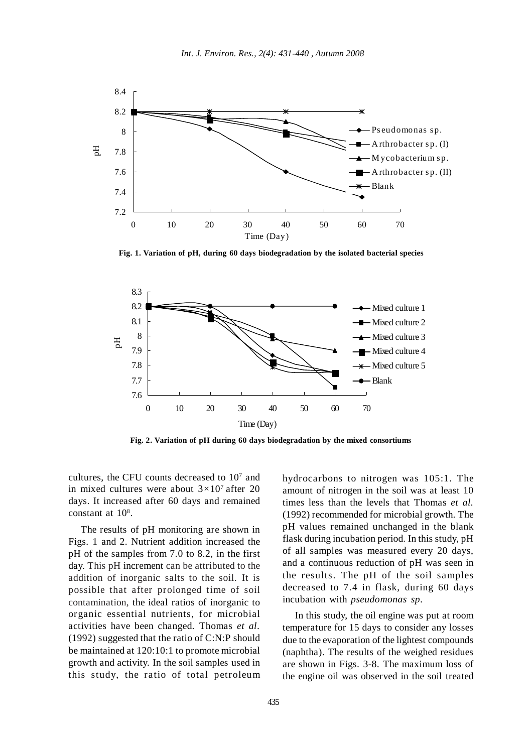Fig. 1. Variation of pH, during 60 days biodegradation by the isolated bacterial species

Fig. 2. Variation of pH during 60 days biodegradation by the mixed consortiums

cultures, the CFU counts decreased to $10^7$ and in mixed cultures were about $3\times10^7$ after 20 days. It increased after 60 days and remained constant at $10^8$.

The results of pH monitoring are shown in Figs. 1 and 2. Nutrient addition increased the pH of the samples from 7.0 to 8.2, in the first day. This pH increment can be attributed to the addition of inorganic salts to the soil. It is possible that after prolonged time of soil contamination, the ideal ratios of inorganic to organic essential nutrients, for microbial activities have been changed. Thomas *et al.* (1992) suggested that the ratio of C:N:P should be maintained at 120:10:1 to promote microbial growth and activity. In the soil samples used in this study, the ratio of total petroleum hydrocarbons to nitrogen was 105:1. The amount of nitrogen in the soil was at least 10 times less than the levels that Thomas *et al.* (1992) recommended for microbial growth. The pH values remained unchanged in the blank flask during incubation period. In this study, pH of all samples was measured every 20 days, and a continuous reduction of pH was seen in the results. The pH of the soil samples decreased to 7.4 in flask, during 60 days incubation with *pseudomonas sp.*

In this study, the oil engine was put at room temperature for 15 days to consider any losses due to the evaporation of the lightest compounds (naphtha). The results of the weighed residues are shown in Figs. 3-8. The maximum loss of the engine oil was observed in the soil treated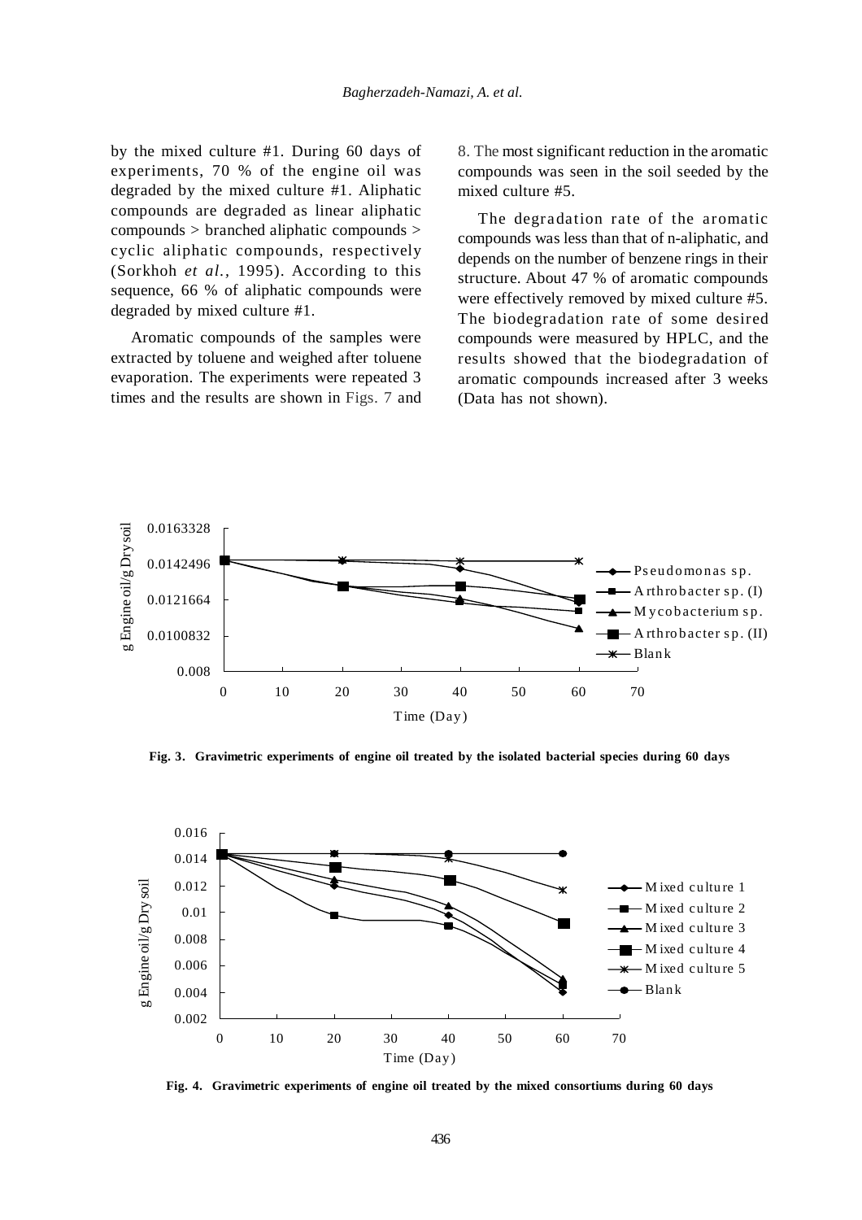by the mixed culture #1. During 60 days of experiments, 70 % of the engine oil was degraded by the mixed culture #1. Aliphatic compounds are degraded as linear aliphatic compounds > branched aliphatic compounds > cyclic aliphatic compounds, respectively (Sorkhoh *et al.*, 1995). According to this sequence, 66 % of aliphatic compounds were degraded by mixed culture #1.

Aromatic compounds of the samples were extracted by toluene and weighed after toluene evaporation. The experiments were repeated 3 times and the results are shown in Figs. 7 and 8. The most significant reduction in the aromatic compounds was seen in the soil seeded by the mixed culture #5.

The degradation rate of the aromatic compounds was less than that of n-aliphatic, and depends on the number of benzene rings in their structure. About 47 % of aromatic compounds were effectively removed by mixed culture #5. The biodegradation rate of some desired compounds were measured by HPLC, and the results showed that the biodegradation of aromatic compounds increased after 3 weeks (Data has not shown).

**Fig. 3. Gravimetric experiments of engine oil treated by the isolated bacterial species during 60 days**

**Fig. 4. Gravimetric experiments of engine oil treated by the mixed consortiums during 60 days**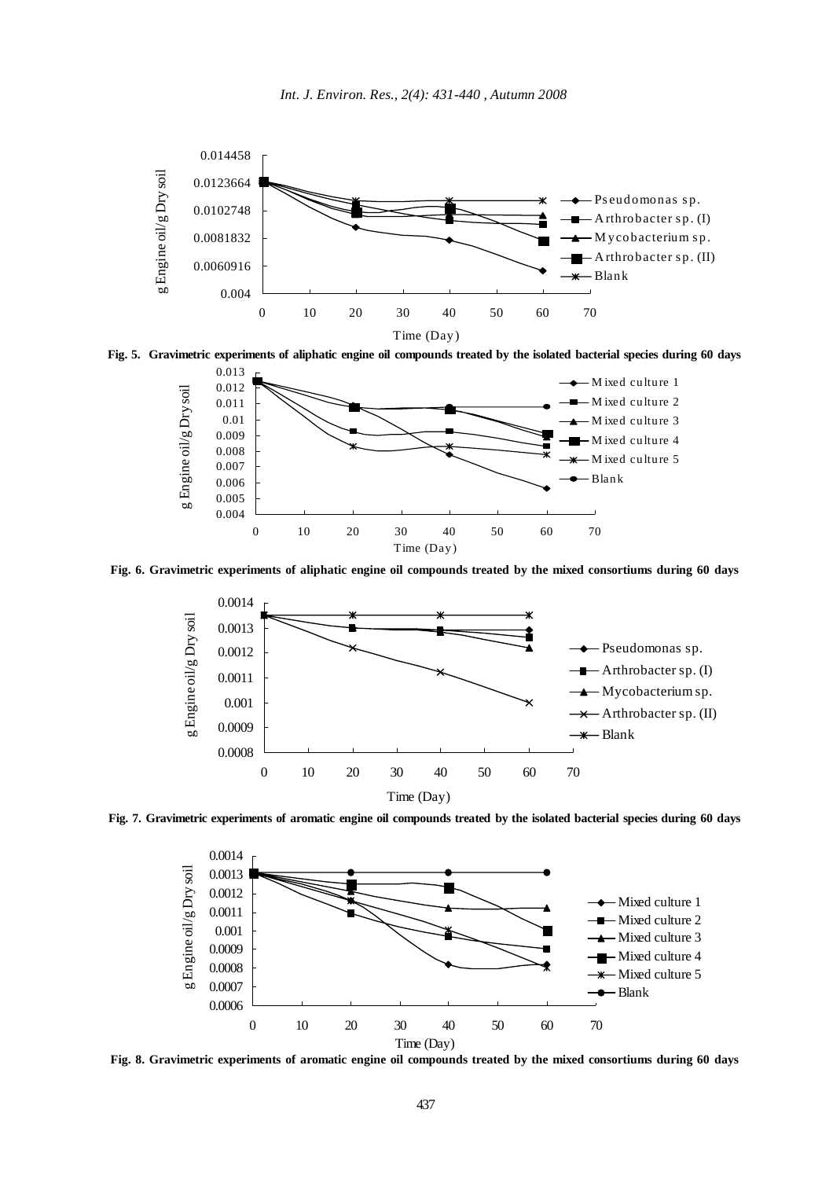Fig. 5. Gravimetric experiments of aliphatic engine oil compounds treated by the isolated bacterial species during 60 days

Fig. 6. Gravimetric experiments of aliphatic engine oil compounds treated by the mixed consortiums during 60 days

Fig. 7. Gravimetric experiments of aromatic engine oil compounds treated by the isolated bacterial species during 60 days

Fig. 8. Gravimetric experiments of aromatic engine oil compounds treated by the mixed consortiums during 60 days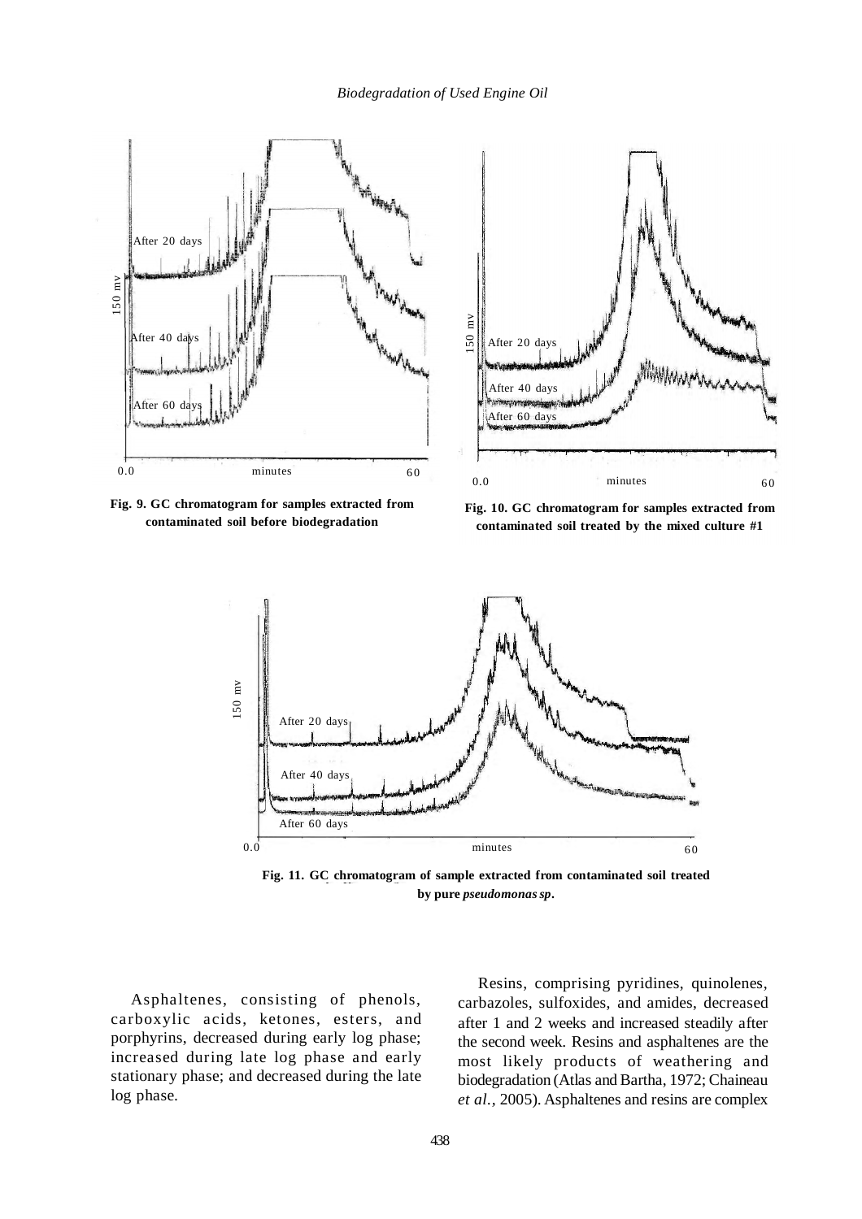Fig. 9. GC chromatogram for samples extracted from contaminated soil before biodegradation

Fig. 10. GC chromatogram for samples extracted from contaminated soil treated by the mixed culture #1

Fig. 11. GC chromatogram of sample extracted from contaminated soil treated by pure *pseudomonas sp*.

Asphaltenes, consisting of phenols, carboxylic acids, ketones, esters, and porphyrins, decreased during early log phase; increased during late log phase and early stationary phase; and decreased during the late log phase.

Resins, comprising pyridines, quinolenes, carbazoles, sulfoxides, and amides, decreased after 1 and 2 weeks and increased steadily after the second week. Resins and asphaltenes are the most likely products of weathering and biodegradation (Atlas and Bartha, 1972; Chaineau *et al.*, 2005). Asphaltenes and resins are complex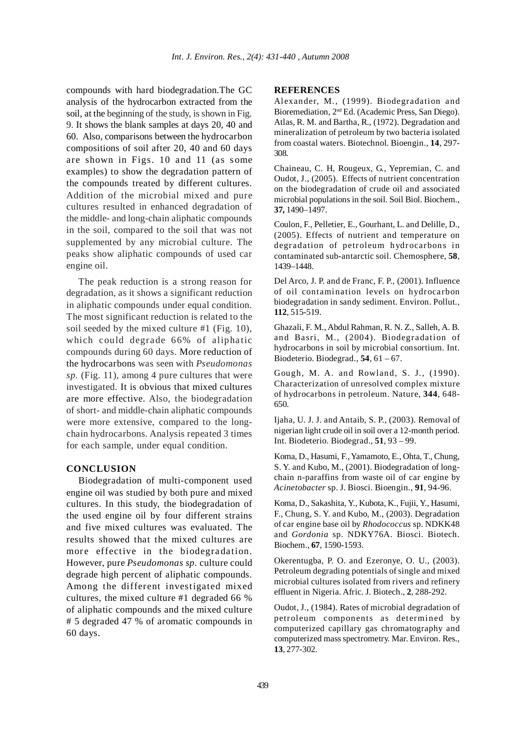compounds with hard biodegradation.The GC analysis of the hydrocarbon extracted from the soil, at the beginning of the study, is shown in Fig. 9. It shows the blank samples at days 20, 40 and 60. Also, comparisons between the hydrocarbon compositions of soil after 20, 40 and 60 days are shown in Figs. 10 and 11 (as some examples) to show the degradation pattern of the compounds treated by different cultures. Addition of the microbial mixed and pure cultures resulted in enhanced degradation of the middle- and long-chain aliphatic compounds in the soil, compared to the soil that was not supplemented by any microbial culture. The peaks show aliphatic compounds of used car engine oil.

The peak reduction is a strong reason for degradation, as it shows a significant reduction in aliphatic compounds under equal condition. The most significant reduction is related to the soil seeded by the mixed culture #1 (Fig. 10), which could degrade 66% of aliphatic compounds during 60 days. More reduction of the hydrocarbons was seen with *Pseudomonas sp.* (Fig. 11), among 4 pure cultures that were investigated. It is obvious that mixed cultures are more effective. Also, the biodegradation of short- and middle-chain aliphatic compounds were more extensive, compared to the long-chain hydrocarbons. Analysis repeated 3 times for each sample, under equal condition.

## CONCLUSION

Biodegradation of multi-component used engine oil was studied by both pure and mixed cultures. In this study, the biodegradation of the used engine oil by four different strains and five mixed cultures was evaluated. The results showed that the mixed cultures are more effective in the biodegradation. However, pure *Pseudomonas sp.* culture could degrade high percent of aliphatic compounds. Among the different investigated mixed cultures, the mixed culture #1 degraded 66 % of aliphatic compounds and the mixed culture # 5 degraded 47 % of aromatic compounds in 60 days.

## REFERENCES

Alexander, M., (1999). Biodegradation and Bioremediation, 2nd Ed. (Academic Press, San Diego).

Atlas, R. M. and Bartha, R., (1972). Degradation and mineralization of petroleum by two bacteria isolated from coastal waters. Biotechnol. Bioengin., **14**, 297-308.

Chaineau, C. H, Rougeux, G., Yepremian, C. and Oudot, J., (2005). Effects of nutrient concentration on the biodegradation of crude oil and associated microbial populations in the soil. Soil Biol. Biochem., **37,** 1490–1497.

Coulon, F., Pelletier, E., Gourhant, L. and Delille, D., (2005). Effects of nutrient and temperature on degradation of petroleum hydrocarbons in contaminated sub-antarctic soil. Chemosphere, **58**, 1439–1448.

Del Arco, J. P. and de Franc, F. P., (2001). Influence of oil contamination levels on hydrocarbon biodegradation in sandy sediment. Environ. Pollut., **112**, 515-519.

Ghazali, F. M., Abdul Rahman, R. N. Z., Salleh, A. B. and Basri, M., (2004). Biodegradation of hydrocarbons in soil by microbial consortium. Int. Biodeterio. Biodegrad., **54**, 61 – 67.

Gough, M. A. and Rowland, S. J., (1990). Characterization of unresolved complex mixture of hydrocarbons in petroleum. Nature, **344**, 648-650.

Ijaha, U. J. J. and Antaib, S. P., (2003). Removal of nigerian light crude oil in soil over a 12-month period. Int. Biodeterio. Biodegrad., **51**, 93 – 99.

Koma, D., Hasumi, F., Yamamoto, E., Ohta, T., Chung, S. Y. and Kubo, M., (2001). Biodegradation of long-chain n-paraffins from waste oil of car engine by *Acinetobacter* sp. J. Biosci. Bioengin., **91**, 94-96.

Koma, D., Sakashita, Y., Kubota, K., Fujii, Y., Hasumi, F., Chung, S. Y. and Kubo, M., (2003). Degradation of car engine base oil by *Rhodococcus* sp. NDKK48 and *Gordonia* sp. NDKY76A. Biosci. Biotech. Biochem., **67**, 1590-1593.

Okerentugba, P. O. and Ezeronye, O. U., (2003). Petroleum degrading potentials of single and mixed microbial cultures isolated from rivers and refinery effluent in Nigeria. Afric. J. Biotech., **2**, 288-292.

Oudot, J., (1984). Rates of microbial degradation of petroleum components as determined by computerized capillary gas chromatography and computerized mass spectrometry. Mar. Environ. Res., **13**, 277-302.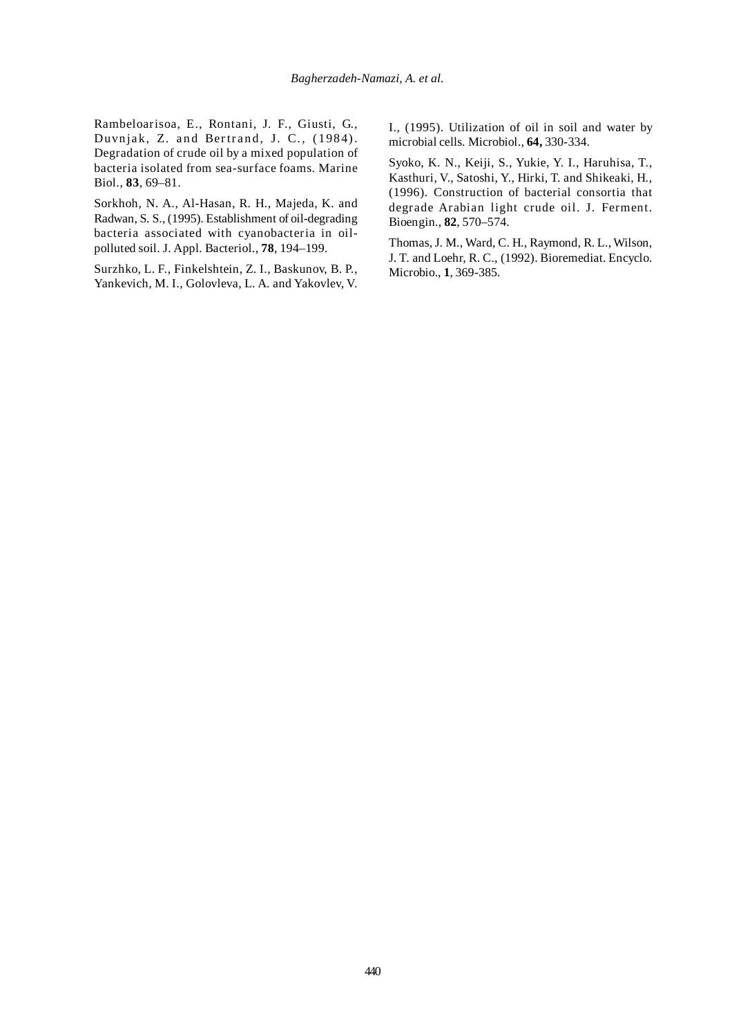Rambeloarisoa, E., Rontani, J. F., Giusti, G., Duvnjak, Z. and Bertrand, J. C., (1984). Degradation of crude oil by a mixed population of bacteria isolated from sea-surface foams. Marine Biol., **83**, 69–81.

Sorkhoh, N. A., Al-Hasan, R. H., Majeda, K. and Radwan, S. S., (1995). Establishment of oil-degrading bacteria associated with cyanobacteria in oil-polluted soil. J. Appl. Bacteriol., **78**, 194–199.

Surzhko, L. F., Finkelshtein, Z. I., Baskunov, B. P., Yankevich, M. I., Golovleva, L. A. and Yakovlev, V. I., (1995). Utilization of oil in soil and water by microbial cells. Microbiol., **64,** 330-334.

Syoko, K. N., Keiji, S., Yukie, Y. I., Haruhisa, T., Kasthuri, V., Satoshi, Y., Hirki, T. and Shikeaki, H., (1996). Construction of bacterial consortia that degrade Arabian light crude oil. J. Ferment. Bioengin., **82**, 570–574.

Thomas, J. M., Ward, C. H., Raymond, R. L., Wilson, J. T. and Loehr, R. C., (1992). Bioremediat. Encyclo. Microbio., **1**, 369-385.